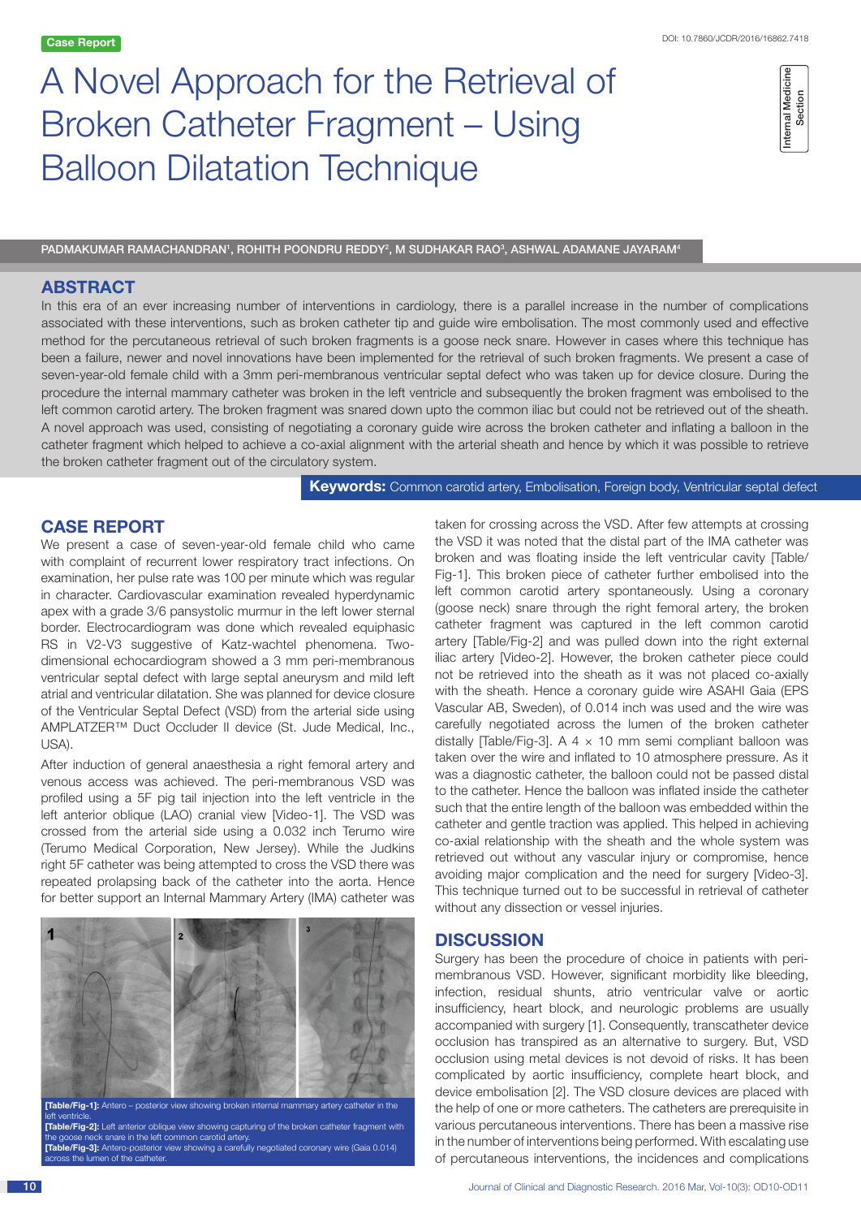Case Report

DOI: 10.7860/JCDR/2016/16862.7418

Internal Medicine Section

# A Novel Approach for the Retrieval of Broken Catheter Fragment – Using Balloon Dilatation Technique

PADMAKUMAR RAMACHANDRAN[1], ROHITH POONDRU REDDY[2], M SUDHAKAR RAO[3], ASHWAL ADAMANE JAYARAM[4]

## ABSTRACT

In this era of an ever increasing number of interventions in cardiology, there is a parallel increase in the number of complications associated with these interventions, such as broken catheter tip and guide wire embolisation. The most commonly used and effective method for the percutaneous retrieval of such broken fragments is a goose neck snare. However in cases where this technique has been a failure, newer and novel innovations have been implemented for the retrieval of such broken fragments. We present a case of seven-year-old female child with a 3mm peri-membranous ventricular septal defect who was taken up for device closure. During the procedure the internal mammary catheter was broken in the left ventricle and subsequently the broken fragment was embolised to the left common carotid artery. The broken fragment was snared down upto the common iliac but could not be retrieved out of the sheath. A novel approach was used, consisting of negotiating a coronary guide wire across the broken catheter and inflating a balloon in the catheter fragment which helped to achieve a co-axial alignment with the arterial sheath and hence by which it was possible to retrieve the broken catheter fragment out of the circulatory system.

**Keywords:** Common carotid artery, Embolisation, Foreign body, Ventricular septal defect

## CASE REPORT

We present a case of seven-year-old female child who came with complaint of recurrent lower respiratory tract infections. On examination, her pulse rate was 100 per minute which was regular in character. Cardiovascular examination revealed hyperdynamic apex with a grade 3/6 pansystolic murmur in the left lower sternal border. Electrocardiogram was done which revealed equiphasic RS in V2-V3 suggestive of Katz-wachtel phenomena. Two-dimensional echocardiogram showed a 3 mm peri-membranous ventricular septal defect with large septal aneurysm and mild left atrial and ventricular dilatation. She was planned for device closure of the Ventricular Septal Defect (VSD) from the arterial side using AMPLATZER™ Duct Occluder II device (St. Jude Medical, Inc., USA).

After induction of general anaesthesia a right femoral artery and venous access was achieved. The peri-membranous VSD was profiled using a 5F pig tail injection into the left ventricle in the left anterior oblique (LAO) cranial view [Video-1]. The VSD was crossed from the arterial side using a 0.032 inch Terumo wire (Terumo Medical Corporation, New Jersey). While the Judkins right 5F catheter was being attempted to cross the VSD there was repeated prolapsing back of the catheter into the aorta. Hence for better support an Internal Mammary Artery (IMA) catheter was taken for crossing across the VSD. After few attempts at crossing the VSD it was noted that the distal part of the IMA catheter was broken and was floating inside the left ventricular cavity [Table/Fig-1]. This broken piece of catheter further embolised into the left common carotid artery spontaneously. Using a coronary (goose neck) snare through the right femoral artery, the broken catheter fragment was captured in the left common carotid artery [Table/Fig-2] and was pulled down into the right external iliac artery [Video-2]. However, the broken catheter piece could not be retrieved into the sheath as it was not placed co-axially with the sheath. Hence a coronary guide wire ASAHI Gaia (EPS Vascular AB, Sweden), of 0.014 inch was used and the wire was carefully negotiated across the lumen of the broken catheter distally [Table/Fig-3]. A 4 × 10 mm semi compliant balloon was taken over the wire and inflated to 10 atmosphere pressure. As it was a diagnostic catheter, the balloon could not be passed distal to the catheter. Hence the balloon was inflated inside the catheter such that the entire length of the balloon was embedded within the catheter and gentle traction was applied. This helped in achieving co-axial relationship with the sheath and the whole system was retrieved out without any vascular injury or compromise, hence avoiding major complication and the need for surgery [Video-3]. This technique turned out to be successful in retrieval of catheter without any dissection or vessel injuries.

**[Table/Fig-1]:** Antero – posterior view showing broken internal mammary artery catheter in the left ventricle.
**[Table/Fig-2]:** Left anterior oblique view showing capturing of the broken catheter fragment with the goose neck snare in the left common carotid artery.
**[Table/Fig-3]:** Antero-posterior view showing a carefully negotiated coronary wire (Gaia 0.014) across the lumen of the catheter.

## DISCUSSION

Surgery has been the procedure of choice in patients with peri-membranous VSD. However, significant morbidity like bleeding, infection, residual shunts, atrio ventricular valve or aortic insufficiency, heart block, and neurologic problems are usually accompanied with surgery [1]. Consequently, transcatheter device occlusion has transpired as an alternative to surgery. But, VSD occlusion using metal devices is not devoid of risks. It has been complicated by aortic insufficiency, complete heart block, and device embolisation [2]. The VSD closure devices are placed with the help of one or more catheters. The catheters are prerequisite in various percutaneous interventions. There has been a massive rise in the number of interventions being performed. With escalating use of percutaneous interventions, the incidences and complications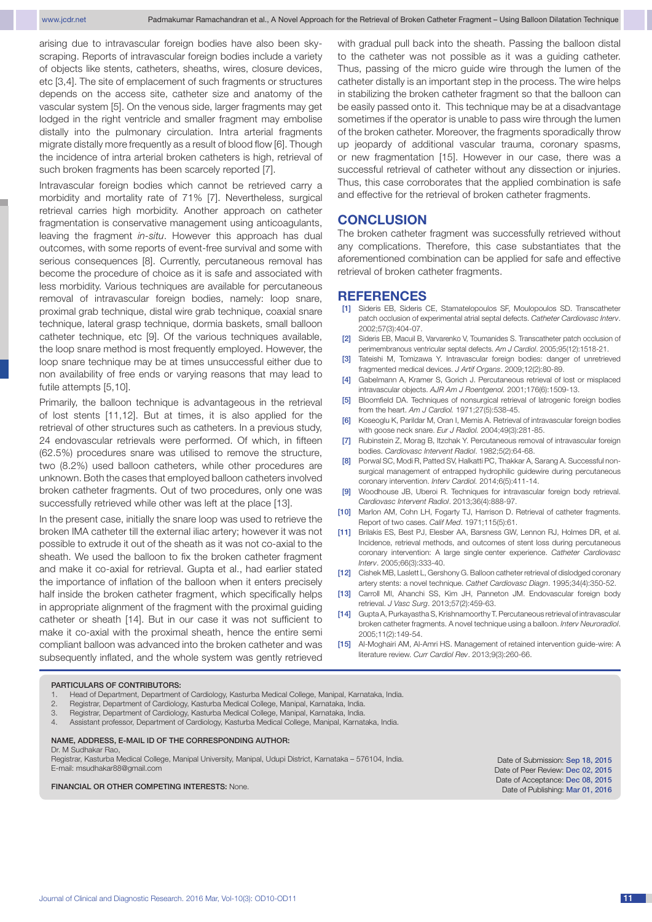arising due to intravascular foreign bodies have also been sky-scraping. Reports of intravascular foreign bodies include a variety of objects like stents, catheters, sheaths, wires, closure devices, etc [3,4]. The site of emplacement of such fragments or structures depends on the access site, catheter size and anatomy of the vascular system [5]. On the venous side, larger fragments may get lodged in the right ventricle and smaller fragment may embolise distally into the pulmonary circulation. Intra arterial fragments migrate distally more frequently as a result of blood flow [6]. Though the incidence of intra arterial broken catheters is high, retrieval of such broken fragments has been scarcely reported [7].

Intravascular foreign bodies which cannot be retrieved carry a morbidity and mortality rate of 71% [7]. Nevertheless, surgical retrieval carries high morbidity. Another approach on catheter fragmentation is conservative management using anticoagulants, leaving the fragment *in-situ*. However this approach has dual outcomes, with some reports of event-free survival and some with serious consequences [8]. Currently, percutaneous removal has become the procedure of choice as it is safe and associated with less morbidity. Various techniques are available for percutaneous removal of intravascular foreign bodies, namely: loop snare, proximal grab technique, distal wire grab technique, coaxial snare technique, lateral grasp technique, dormia baskets, small balloon catheter technique, etc [9]. Of the various techniques available, the loop snare method is most frequently employed. However, the loop snare technique may be at times unsuccessful either due to non availability of free ends or varying reasons that may lead to futile attempts [5,10].

Primarily, the balloon technique is advantageous in the retrieval of lost stents [11,12]. But at times, it is also applied for the retrieval of other structures such as catheters. In a previous study, 24 endovascular retrievals were performed. Of which, in fifteen (62.5%) procedures snare was utilised to remove the structure, two (8.2%) used balloon catheters, while other procedures are unknown. Both the cases that employed balloon catheters involved broken catheter fragments. Out of two procedures, only one was successfully retrieved while other was left at the place [13].

In the present case, initially the snare loop was used to retrieve the broken IMA catheter till the external iliac artery; however it was not possible to extrude it out of the sheath as it was not co-axial to the sheath. We used the balloon to fix the broken catheter fragment and make it co-axial for retrieval. Gupta et al., had earlier stated the importance of inflation of the balloon when it enters precisely half inside the broken catheter fragment, which specifically helps in appropriate alignment of the fragment with the proximal guiding catheter or sheath [14]. But in our case it was not sufficient to make it co-axial with the proximal sheath, hence the entire semi compliant balloon was advanced into the broken catheter and was subsequently inflated, and the whole system was gently retrieved with gradual pull back into the sheath. Passing the balloon distal to the catheter was not possible as it was a guiding catheter. Thus, passing of the micro guide wire through the lumen of the catheter distally is an important step in the process. The wire helps in stabilizing the broken catheter fragment so that the balloon can be easily passed onto it. This technique may be at a disadvantage sometimes if the operator is unable to pass wire through the lumen of the broken catheter. Moreover, the fragments sporadically throw up jeopardy of additional vascular trauma, coronary spasms, or new fragmentation [15]. However in our case, there was a successful retrieval of catheter without any dissection or injuries. Thus, this case corroborates that the applied combination is safe and effective for the retrieval of broken catheter fragments.

## CONCLUSION

The broken catheter fragment was successfully retrieved without any complications. Therefore, this case substantiates that the aforementioned combination can be applied for safe and effective retrieval of broken catheter fragments.

## REFERENCES

[1] Sideris EB, Sideris CE, Stamatelopoulos SF, Moulopoulos SD. Transcatheter patch occlusion of experimental atrial septal defects. *Catheter Cardiovasc Interv*. 2002;57(3):404-07.
[2] Sideris EB, Macuil B, Varvarenko V, Toumanides S. Transcatheter patch occlusion of perimembranous ventricular septal defects. *Am J Cardiol*. 2005;95(12):1518-21.
[3] Tateishi M, Tomizawa Y. Intravascular foreign bodies: danger of unretrieved fragmented medical devices. *J Artif Organs*. 2009;12(2):80-89.
[4] Gabelmann A, Kramer S, Gorich J. Percutaneous retrieval of lost or misplaced intravascular objects. *AJR Am J Roentgenol*. 2001;176(6):1509-13.
[5] Bloomfield DA. Techniques of nonsurgical retrieval of iatrogenic foreign bodies from the heart. *Am J Cardiol*. 1971;27(5):538-45.
[6] Koseoglu K, Parildar M, Oran I, Memis A. Retrieval of intravascular foreign bodies with goose neck snare. *Eur J Radiol*. 2004;49(3):281-85.
[7] Rubinstein Z, Morag B, Itzchak Y. Percutaneous removal of intravascular foreign bodies. *Cardiovasc Intervent Radiol*. 1982;5(2):64-68.
[8] Porwal SC, Modi R, Patted SV, Halkatti PC, Thakkar A, Sarang A. Successful non-surgical management of entrapped hydrophilic guidewire during percutaneous coronary intervention. *Interv Cardiol*. 2014;6(5):411-14.
[9] Woodhouse JB, Uberoi R. Techniques for intravascular foreign body retrieval. *Cardiovasc Intervent Radiol*. 2013;36(4):888-97.
[10] Marlon AM, Cohn LH, Fogarty TJ, Harrison D. Retrieval of catheter fragments. Report of two cases. *Calif Med*. 1971;115(5):61.
[11] Brilakis ES, Best PJ, Elesber AA, Barsness GW, Lennon RJ, Holmes DR, et al. Incidence, retrieval methods, and outcomes of stent loss during percutaneous coronary intervention: A large single center experience. *Catheter Cardiovasc Interv*. 2005;66(3):333-40.
[12] Cishek MB, Laslett L, Gershony G. Balloon catheter retrieval of dislodged coronary artery stents: a novel technique. *Cathet Cardiovasc Diagn*. 1995;34(4):350-52.
[13] Carroll MI, Ahanchi SS, Kim JH, Panneton JM. Endovascular foreign body retrieval. *J Vasc Surg*. 2013;57(2):459-63.
[14] Gupta A, Purkayastha S, Krishnamoorthy T. Percutaneous retrieval of intravascular broken catheter fragments. A novel technique using a balloon. *Interv Neuroradiol*. 2005;11(2):149-54.
[15] Al-Moghairi AM, Al-Amri HS. Management of retained intervention guide-wire: A literature review. *Curr Cardiol Rev*. 2013;9(3):260-66.

**PARTICULARS OF CONTRIBUTORS:**

1. Head of Department, Department of Cardiology, Kasturba Medical College, Manipal, Karnataka, India.
2. Registrar, Department of Cardiology, Kasturba Medical College, Manipal, Karnataka, India.
3. Registrar, Department of Cardiology, Kasturba Medical College, Manipal, Karnataka, India.
4. Assistant professor, Department of Cardiology, Kasturba Medical College, Manipal, Karnataka, India.

**NAME, ADDRESS, E-MAIL ID OF THE CORRESPONDING AUTHOR:**

Dr. M Sudhakar Rao,
Registrar, Kasturba Medical College, Manipal University, Manipal, Udupi District, Karnataka – 576104, India.
E-mail: msudhakar88@gmail.com

**FINANCIAL OR OTHER COMPETING INTERESTS:** None.

Date of Submission: Sep 18, 2015
Date of Peer Review: Dec 02, 2015
Date of Acceptance: Dec 08, 2015
Date of Publishing: Mar 01, 2016